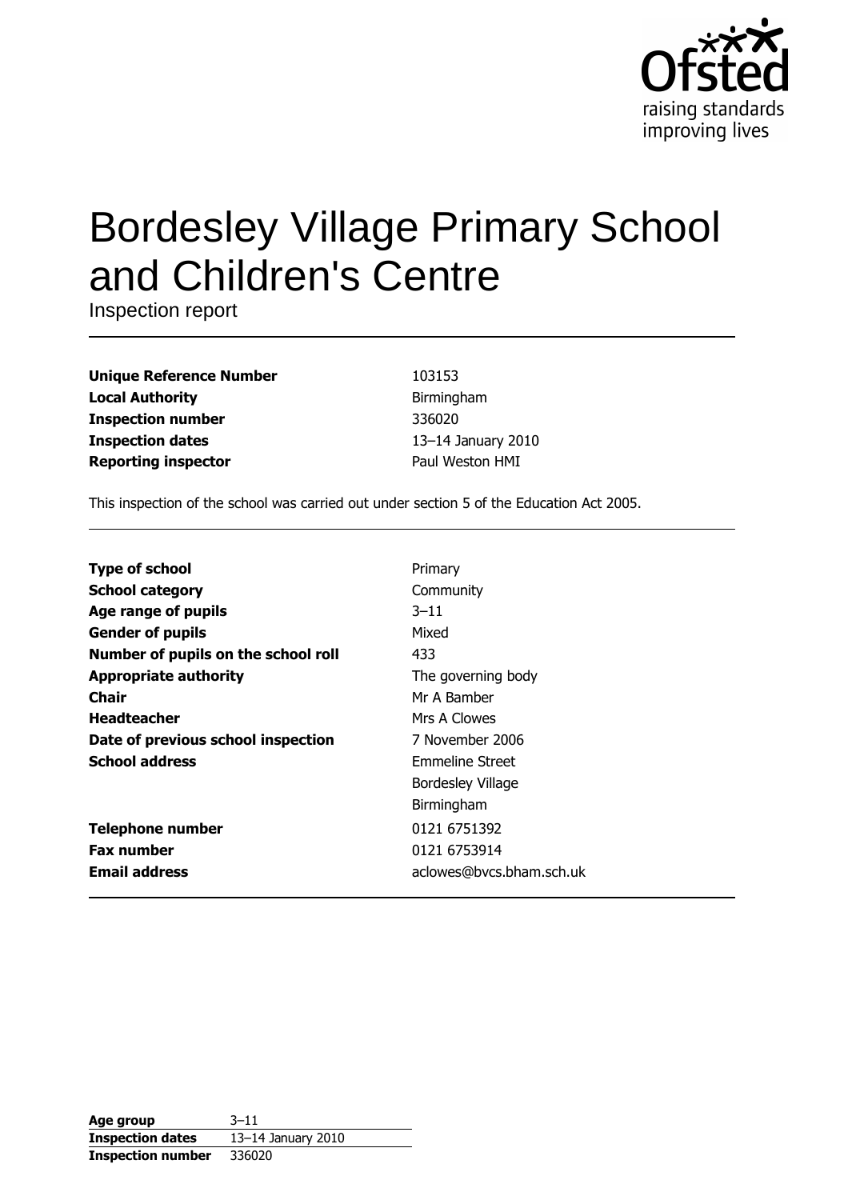# Bordesley Village Primary School and Children's Centre

Inspection report

| | |
|---|---|
| **Unique Reference Number** | 103153 |
| **Local Authority** | Birmingham |
| **Inspection number** | 336020 |
| **Inspection dates** | 13–14 January 2010 |
| **Reporting inspector** | Paul Weston HMI |

This inspection of the school was carried out under section 5 of the Education Act 2005.

| | |
|---|---|
| **Type of school** | Primary |
| **School category** | Community |
| **Age range of pupils** | 3–11 |
| **Gender of pupils** | Mixed |
| **Number of pupils on the school roll** | 433 |
| **Appropriate authority** | The governing body |
| **Chair** | Mr A Bamber |
| **Headteacher** | Mrs A Clowes |
| **Date of previous school inspection** | 7 November 2006 |
| **School address** | Emmeline Street<br>Bordesley Village<br>Birmingham |
| **Telephone number** | 0121 6751392 |
| **Fax number** | 0121 6753914 |
| **Email address** | aclowes@bvcs.bham.sch.uk |

| | |
|---|---|
| **Age group** | 3–11 |
| **Inspection dates** | 13–14 January 2010 |
| **Inspection number** | 336020 |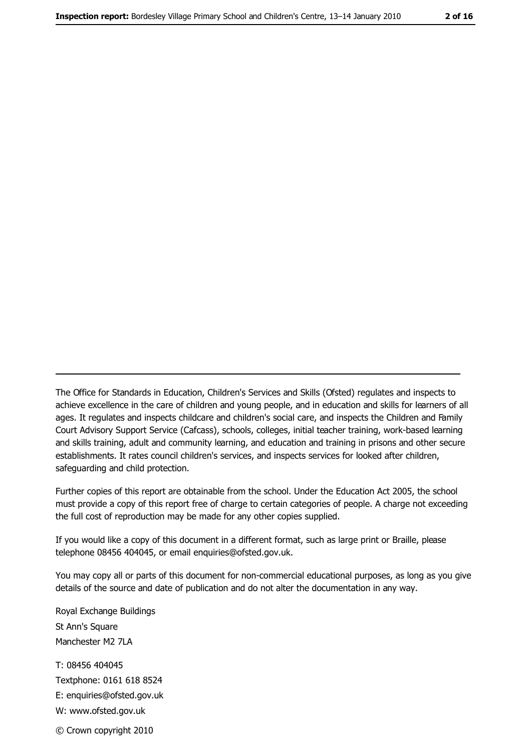The Office for Standards in Education, Children's Services and Skills (Ofsted) regulates and inspects to achieve excellence in the care of children and young people, and in education and skills for learners of all ages. It regulates and inspects childcare and children's social care, and inspects the Children and Family Court Advisory Support Service (Cafcass), schools, colleges, initial teacher training, work-based learning and skills training, adult and community learning, and education and training in prisons and other secure establishments. It rates council children's services, and inspects services for looked after children, safeguarding and child protection.

Further copies of this report are obtainable from the school. Under the Education Act 2005, the school must provide a copy of this report free of charge to certain categories of people. A charge not exceeding the full cost of reproduction may be made for any other copies supplied.

If you would like a copy of this document in a different format, such as large print or Braille, please telephone 08456 404045, or email enquiries@ofsted.gov.uk.

You may copy all or parts of this document for non-commercial educational purposes, as long as you give details of the source and date of publication and do not alter the documentation in any way.

Royal Exchange Buildings
St Ann's Square
Manchester M2 7LA

T: 08456 404045
Textphone: 0161 618 8524
E: enquiries@ofsted.gov.uk
W: www.ofsted.gov.uk

© Crown copyright 2010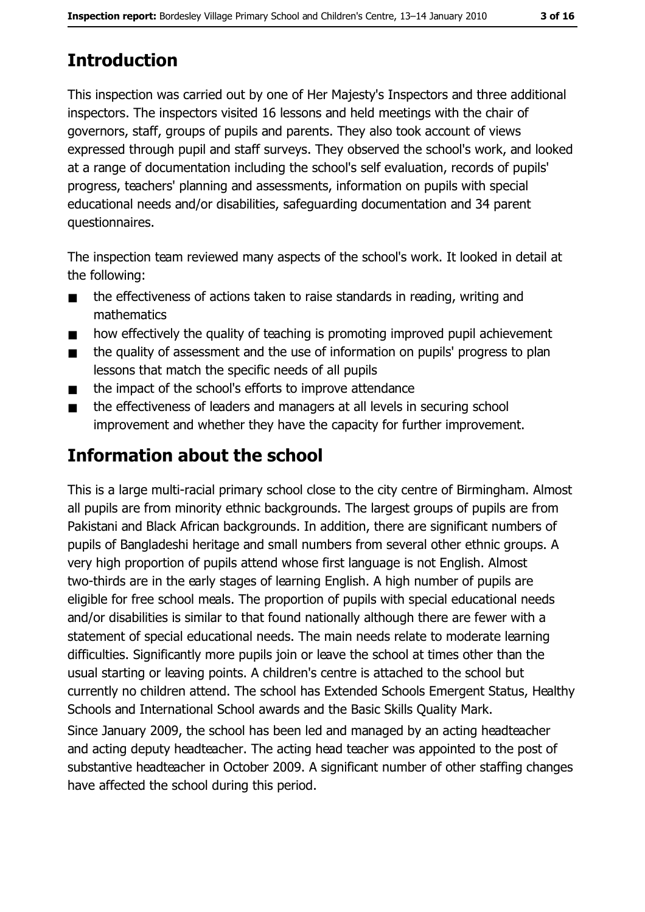## Introduction

This inspection was carried out by one of Her Majesty's Inspectors and three additional inspectors. The inspectors visited 16 lessons and held meetings with the chair of governors, staff, groups of pupils and parents. They also took account of views expressed through pupil and staff surveys. They observed the school's work, and looked at a range of documentation including the school's self evaluation, records of pupils' progress, teachers' planning and assessments, information on pupils with special educational needs and/or disabilities, safeguarding documentation and 34 parent questionnaires.

The inspection team reviewed many aspects of the school's work. It looked in detail at the following:

- the effectiveness of actions taken to raise standards in reading, writing and mathematics
- how effectively the quality of teaching is promoting improved pupil achievement
- the quality of assessment and the use of information on pupils' progress to plan lessons that match the specific needs of all pupils
- the impact of the school's efforts to improve attendance
- the effectiveness of leaders and managers at all levels in securing school improvement and whether they have the capacity for further improvement.

## Information about the school

This is a large multi-racial primary school close to the city centre of Birmingham. Almost all pupils are from minority ethnic backgrounds. The largest groups of pupils are from Pakistani and Black African backgrounds. In addition, there are significant numbers of pupils of Bangladeshi heritage and small numbers from several other ethnic groups. A very high proportion of pupils attend whose first language is not English. Almost two-thirds are in the early stages of learning English. A high number of pupils are eligible for free school meals. The proportion of pupils with special educational needs and/or disabilities is similar to that found nationally although there are fewer with a statement of special educational needs. The main needs relate to moderate learning difficulties. Significantly more pupils join or leave the school at times other than the usual starting or leaving points. A children's centre is attached to the school but currently no children attend. The school has Extended Schools Emergent Status, Healthy Schools and International School awards and the Basic Skills Quality Mark.

Since January 2009, the school has been led and managed by an acting headteacher and acting deputy headteacher. The acting head teacher was appointed to the post of substantive headteacher in October 2009. A significant number of other staffing changes have affected the school during this period.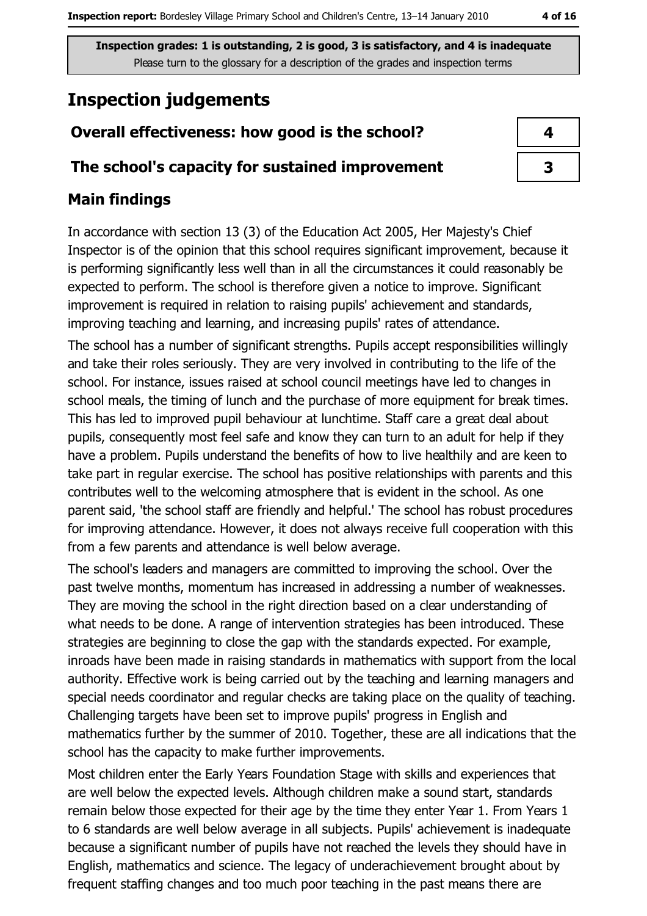Inspection grades: 1 is outstanding, 2 is good, 3 is satisfactory, and 4 is inadequate
Please turn to the glossary for a description of the grades and inspection terms

# Inspection judgements

| | |
|---|---|
| **Overall effectiveness: how good is the school?** | **4** |
| **The school's capacity for sustained improvement** | **3** |

## Main findings

In accordance with section 13 (3) of the Education Act 2005, Her Majesty's Chief Inspector is of the opinion that this school requires significant improvement, because it is performing significantly less well than in all the circumstances it could reasonably be expected to perform. The school is therefore given a notice to improve. Significant improvement is required in relation to raising pupils' achievement and standards, improving teaching and learning, and increasing pupils' rates of attendance.

The school has a number of significant strengths. Pupils accept responsibilities willingly and take their roles seriously. They are very involved in contributing to the life of the school. For instance, issues raised at school council meetings have led to changes in school meals, the timing of lunch and the purchase of more equipment for break times. This has led to improved pupil behaviour at lunchtime. Staff care a great deal about pupils, consequently most feel safe and know they can turn to an adult for help if they have a problem. Pupils understand the benefits of how to live healthily and are keen to take part in regular exercise. The school has positive relationships with parents and this contributes well to the welcoming atmosphere that is evident in the school. As one parent said, 'the school staff are friendly and helpful.' The school has robust procedures for improving attendance. However, it does not always receive full cooperation with this from a few parents and attendance is well below average.

The school's leaders and managers are committed to improving the school. Over the past twelve months, momentum has increased in addressing a number of weaknesses. They are moving the school in the right direction based on a clear understanding of what needs to be done. A range of intervention strategies has been introduced. These strategies are beginning to close the gap with the standards expected. For example, inroads have been made in raising standards in mathematics with support from the local authority. Effective work is being carried out by the teaching and learning managers and special needs coordinator and regular checks are taking place on the quality of teaching. Challenging targets have been set to improve pupils' progress in English and mathematics further by the summer of 2010. Together, these are all indications that the school has the capacity to make further improvements.

Most children enter the Early Years Foundation Stage with skills and experiences that are well below the expected levels. Although children make a sound start, standards remain below those expected for their age by the time they enter Year 1. From Years 1 to 6 standards are well below average in all subjects. Pupils' achievement is inadequate because a significant number of pupils have not reached the levels they should have in English, mathematics and science. The legacy of underachievement brought about by frequent staffing changes and too much poor teaching in the past means there are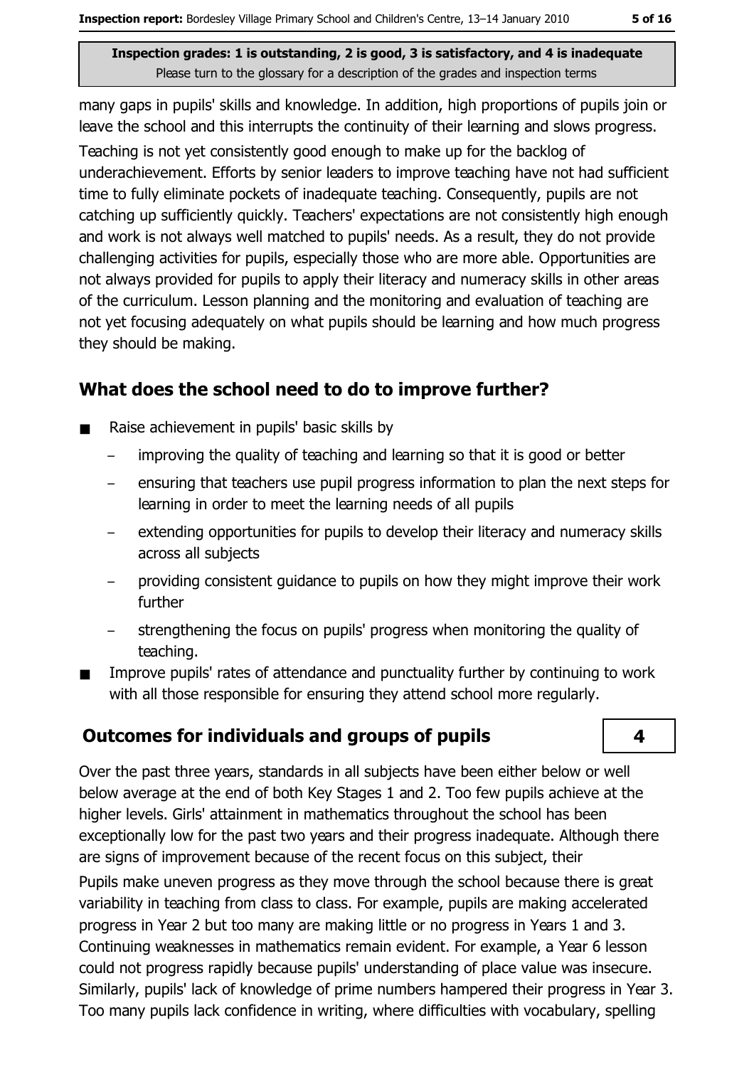many gaps in pupils' skills and knowledge. In addition, high proportions of pupils join or leave the school and this interrupts the continuity of their learning and slows progress.

Teaching is not yet consistently good enough to make up for the backlog of underachievement. Efforts by senior leaders to improve teaching have not had sufficient time to fully eliminate pockets of inadequate teaching. Consequently, pupils are not catching up sufficiently quickly. Teachers' expectations are not consistently high enough and work is not always well matched to pupils' needs. As a result, they do not provide challenging activities for pupils, especially those who are more able. Opportunities are not always provided for pupils to apply their literacy and numeracy skills in other areas of the curriculum. Lesson planning and the monitoring and evaluation of teaching are not yet focusing adequately on what pupils should be learning and how much progress they should be making.

## What does the school need to do to improve further?

- Raise achievement in pupils' basic skills by
  - improving the quality of teaching and learning so that it is good or better
  - ensuring that teachers use pupil progress information to plan the next steps for learning in order to meet the learning needs of all pupils
  - extending opportunities for pupils to develop their literacy and numeracy skills across all subjects
  - providing consistent guidance to pupils on how they might improve their work further
  - strengthening the focus on pupils' progress when monitoring the quality of teaching.
- Improve pupils' rates of attendance and punctuality further by continuing to work with all those responsible for ensuring they attend school more regularly.

## Outcomes for individuals and groups of pupils — 4

Over the past three years, standards in all subjects have been either below or well below average at the end of both Key Stages 1 and 2. Too few pupils achieve at the higher levels. Girls' attainment in mathematics throughout the school has been exceptionally low for the past two years and their progress inadequate. Although there are signs of improvement because of the recent focus on this subject, their

Pupils make uneven progress as they move through the school because there is great variability in teaching from class to class. For example, pupils are making accelerated progress in Year 2 but too many are making little or no progress in Years 1 and 3. Continuing weaknesses in mathematics remain evident. For example, a Year 6 lesson could not progress rapidly because pupils' understanding of place value was insecure. Similarly, pupils' lack of knowledge of prime numbers hampered their progress in Year 3. Too many pupils lack confidence in writing, where difficulties with vocabulary, spelling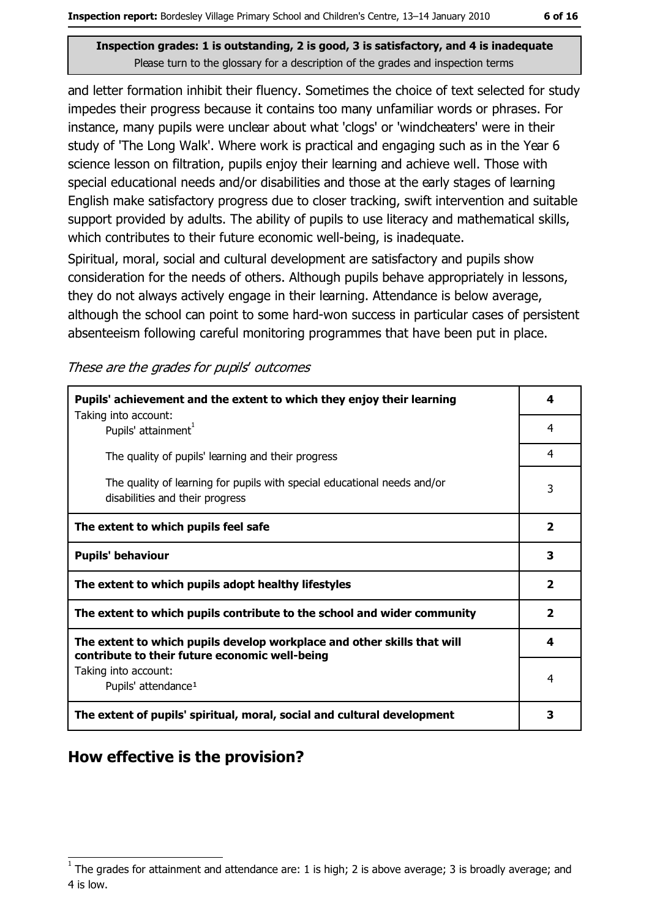**Inspection grades: 1 is outstanding, 2 is good, 3 is satisfactory, and 4 is inadequate**
Please turn to the glossary for a description of the grades and inspection terms

and letter formation inhibit their fluency. Sometimes the choice of text selected for study impedes their progress because it contains too many unfamiliar words or phrases. For instance, many pupils were unclear about what 'clogs' or 'windcheaters' were in their study of 'The Long Walk'. Where work is practical and engaging such as in the Year 6 science lesson on filtration, pupils enjoy their learning and achieve well. Those with special educational needs and/or disabilities and those at the early stages of learning English make satisfactory progress due to closer tracking, swift intervention and suitable support provided by adults. The ability of pupils to use literacy and mathematical skills, which contributes to their future economic well-being, is inadequate.

Spiritual, moral, social and cultural development are satisfactory and pupils show consideration for the needs of others. Although pupils behave appropriately in lessons, they do not always actively engage in their learning. Attendance is below average, although the school can point to some hard-won success in particular cases of persistent absenteeism following careful monitoring programmes that have been put in place.

*These are the grades for pupils' outcomes*

| | |
|---|---|
| **Pupils' achievement and the extent to which they enjoy their learning** | **4** |
| Taking into account: Pupils' attainment[1] | 4 |
| The quality of pupils' learning and their progress | 4 |
| The quality of learning for pupils with special educational needs and/or disabilities and their progress | 3 |
| **The extent to which pupils feel safe** | **2** |
| **Pupils' behaviour** | **3** |
| **The extent to which pupils adopt healthy lifestyles** | **2** |
| **The extent to which pupils contribute to the school and wider community** | **2** |
| **The extent to which pupils develop workplace and other skills that will contribute to their future economic well-being** | **4** |
| Taking into account: Pupils' attendance[1] | 4 |
| **The extent of pupils' spiritual, moral, social and cultural development** | **3** |

## How effective is the provision?

[1] The grades for attainment and attendance are: 1 is high; 2 is above average; 3 is broadly average; and 4 is low.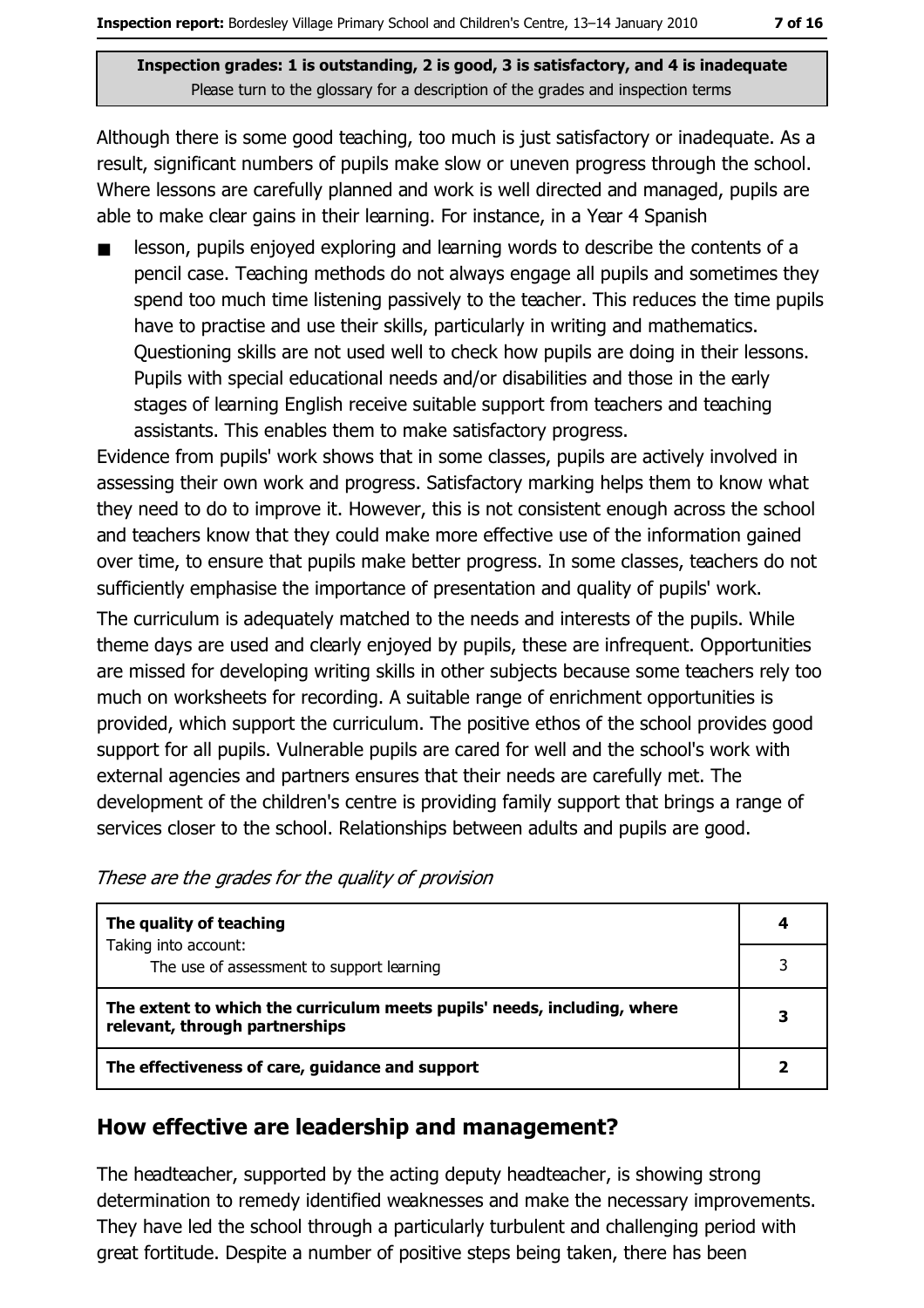Inspection grades: 1 is outstanding, 2 is good, 3 is satisfactory, and 4 is inadequate
Please turn to the glossary for a description of the grades and inspection terms

Although there is some good teaching, too much is just satisfactory or inadequate. As a result, significant numbers of pupils make slow or uneven progress through the school. Where lessons are carefully planned and work is well directed and managed, pupils are able to make clear gains in their learning. For instance, in a Year 4 Spanish

- lesson, pupils enjoyed exploring and learning words to describe the contents of a pencil case. Teaching methods do not always engage all pupils and sometimes they spend too much time listening passively to the teacher. This reduces the time pupils have to practise and use their skills, particularly in writing and mathematics. Questioning skills are not used well to check how pupils are doing in their lessons. Pupils with special educational needs and/or disabilities and those in the early stages of learning English receive suitable support from teachers and teaching assistants. This enables them to make satisfactory progress.

Evidence from pupils' work shows that in some classes, pupils are actively involved in assessing their own work and progress. Satisfactory marking helps them to know what they need to do to improve it. However, this is not consistent enough across the school and teachers know that they could make more effective use of the information gained over time, to ensure that pupils make better progress. In some classes, teachers do not sufficiently emphasise the importance of presentation and quality of pupils' work.

The curriculum is adequately matched to the needs and interests of the pupils. While theme days are used and clearly enjoyed by pupils, these are infrequent. Opportunities are missed for developing writing skills in other subjects because some teachers rely too much on worksheets for recording. A suitable range of enrichment opportunities is provided, which support the curriculum. The positive ethos of the school provides good support for all pupils. Vulnerable pupils are cared for well and the school's work with external agencies and partners ensures that their needs are carefully met. The development of the children's centre is providing family support that brings a range of services closer to the school. Relationships between adults and pupils are good.

*These are the grades for the quality of provision*

| | |
|---|---|
| **The quality of teaching** | **4** |
| Taking into account: The use of assessment to support learning | 3 |
| **The extent to which the curriculum meets pupils' needs, including, where relevant, through partnerships** | **3** |
| **The effectiveness of care, guidance and support** | **2** |

## How effective are leadership and management?

The headteacher, supported by the acting deputy headteacher, is showing strong determination to remedy identified weaknesses and make the necessary improvements. They have led the school through a particularly turbulent and challenging period with great fortitude. Despite a number of positive steps being taken, there has been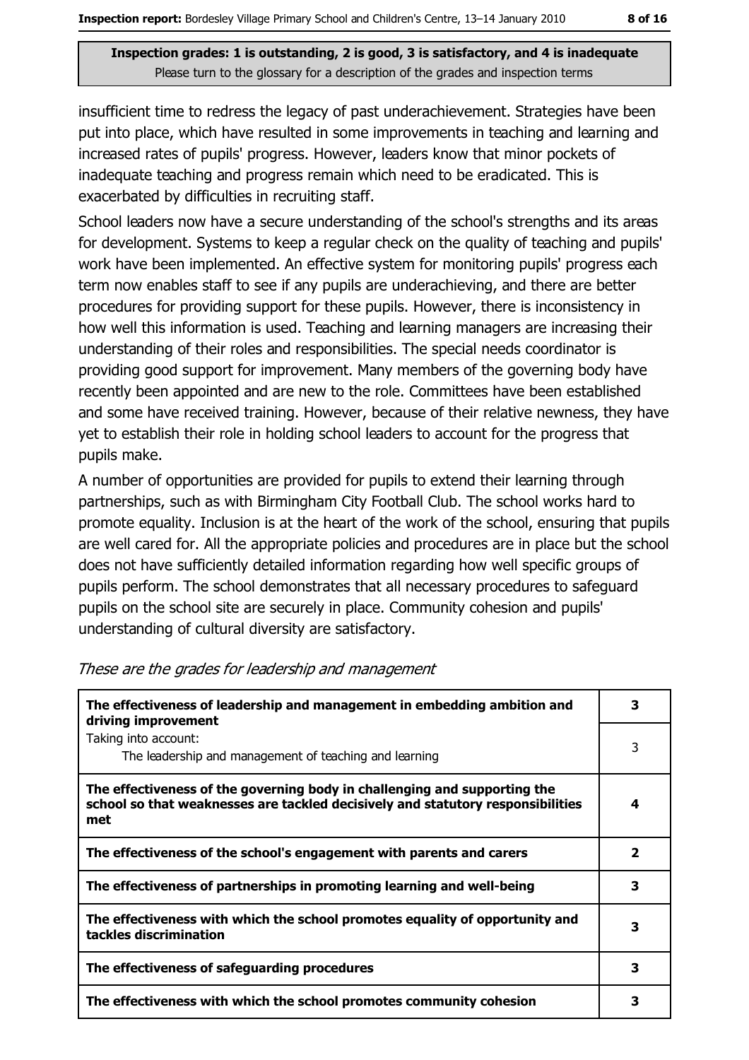insufficient time to redress the legacy of past underachievement. Strategies have been put into place, which have resulted in some improvements in teaching and learning and increased rates of pupils' progress. However, leaders know that minor pockets of inadequate teaching and progress remain which need to be eradicated. This is exacerbated by difficulties in recruiting staff.

School leaders now have a secure understanding of the school's strengths and its areas for development. Systems to keep a regular check on the quality of teaching and pupils' work have been implemented. An effective system for monitoring pupils' progress each term now enables staff to see if any pupils are underachieving, and there are better procedures for providing support for these pupils. However, there is inconsistency in how well this information is used. Teaching and learning managers are increasing their understanding of their roles and responsibilities. The special needs coordinator is providing good support for improvement. Many members of the governing body have recently been appointed and are new to the role. Committees have been established and some have received training. However, because of their relative newness, they have yet to establish their role in holding school leaders to account for the progress that pupils make.

A number of opportunities are provided for pupils to extend their learning through partnerships, such as with Birmingham City Football Club. The school works hard to promote equality. Inclusion is at the heart of the work of the school, ensuring that pupils are well cared for. All the appropriate policies and procedures are in place but the school does not have sufficiently detailed information regarding how well specific groups of pupils perform. The school demonstrates that all necessary procedures to safeguard pupils on the school site are securely in place. Community cohesion and pupils' understanding of cultural diversity are satisfactory.

*These are the grades for leadership and management*

| | |
|---|---|
| **The effectiveness of leadership and management in embedding ambition and driving improvement** | **3** |
| Taking into account:<br>The leadership and management of teaching and learning | 3 |
| **The effectiveness of the governing body in challenging and supporting the school so that weaknesses are tackled decisively and statutory responsibilities met** | **4** |
| **The effectiveness of the school's engagement with parents and carers** | **2** |
| **The effectiveness of partnerships in promoting learning and well-being** | **3** |
| **The effectiveness with which the school promotes equality of opportunity and tackles discrimination** | **3** |
| **The effectiveness of safeguarding procedures** | **3** |
| **The effectiveness with which the school promotes community cohesion** | **3** |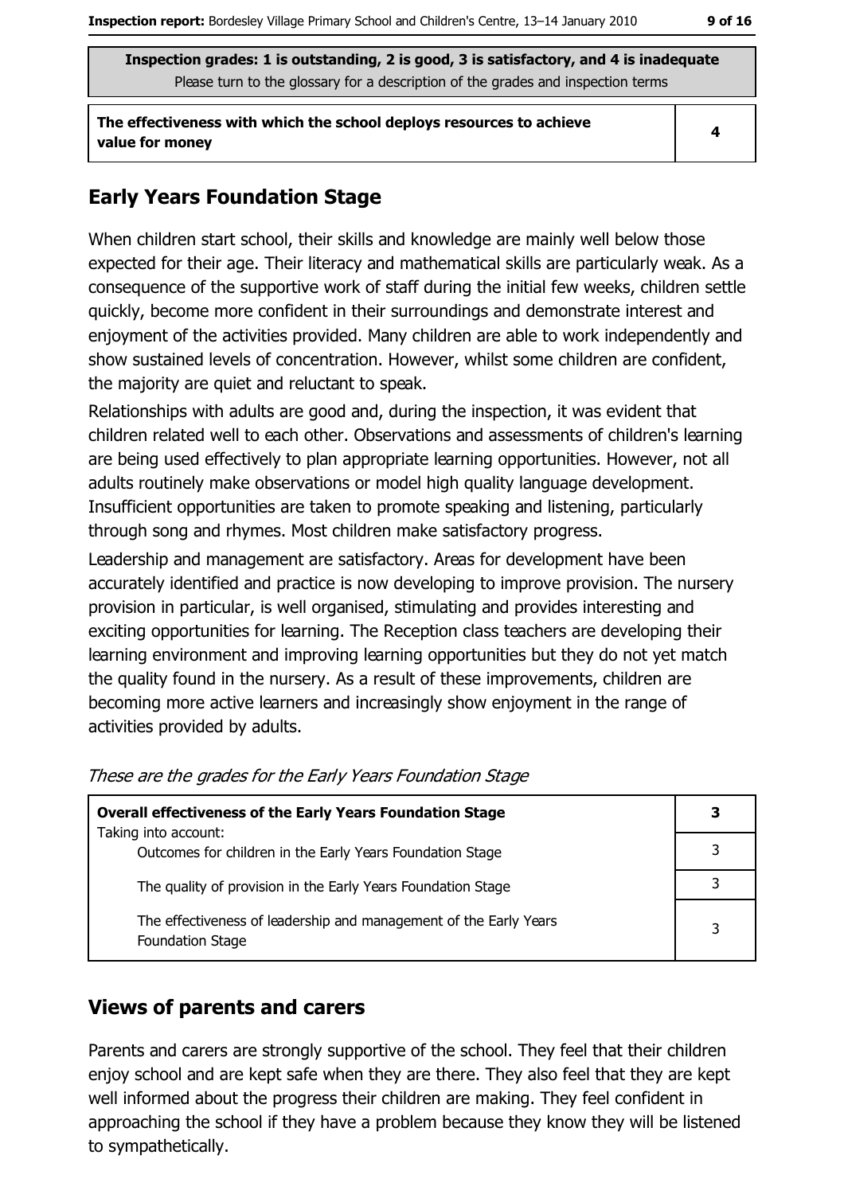| Inspection grades: 1 is outstanding, 2 is good, 3 is satisfactory, and 4 is inadequate<br>Please turn to the glossary for a description of the grades and inspection terms | |
|---|---|
| **The effectiveness with which the school deploys resources to achieve value for money** | **4** |

## Early Years Foundation Stage

When children start school, their skills and knowledge are mainly well below those expected for their age. Their literacy and mathematical skills are particularly weak. As a consequence of the supportive work of staff during the initial few weeks, children settle quickly, become more confident in their surroundings and demonstrate interest and enjoyment of the activities provided. Many children are able to work independently and show sustained levels of concentration. However, whilst some children are confident, the majority are quiet and reluctant to speak.

Relationships with adults are good and, during the inspection, it was evident that children related well to each other. Observations and assessments of children's learning are being used effectively to plan appropriate learning opportunities. However, not all adults routinely make observations or model high quality language development. Insufficient opportunities are taken to promote speaking and listening, particularly through song and rhymes. Most children make satisfactory progress.

Leadership and management are satisfactory. Areas for development have been accurately identified and practice is now developing to improve provision. The nursery provision in particular, is well organised, stimulating and provides interesting and exciting opportunities for learning. The Reception class teachers are developing their learning environment and improving learning opportunities but they do not yet match the quality found in the nursery. As a result of these improvements, children are becoming more active learners and increasingly show enjoyment in the range of activities provided by adults.

*These are the grades for the Early Years Foundation Stage*

| **Overall effectiveness of the Early Years Foundation Stage**<br>Taking into account: | **3** |
|---|---|
| Outcomes for children in the Early Years Foundation Stage | 3 |
| The quality of provision in the Early Years Foundation Stage | 3 |
| The effectiveness of leadership and management of the Early Years Foundation Stage | 3 |

## Views of parents and carers

Parents and carers are strongly supportive of the school. They feel that their children enjoy school and are kept safe when they are there. They also feel that they are kept well informed about the progress their children are making. They feel confident in approaching the school if they have a problem because they know they will be listened to sympathetically.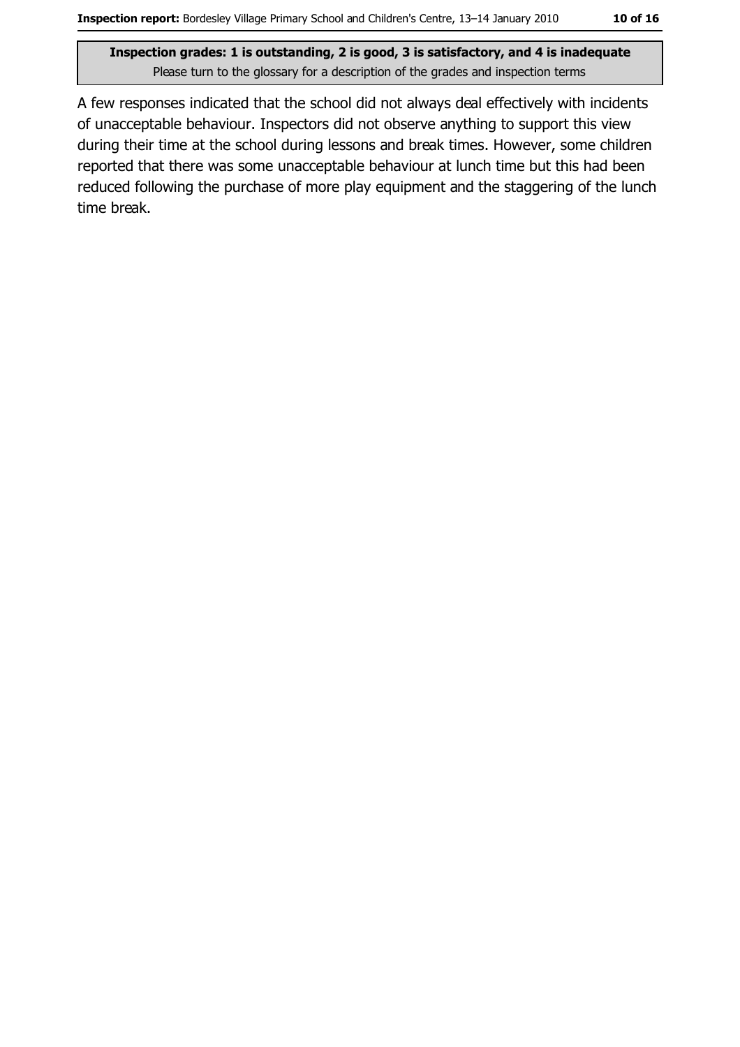A few responses indicated that the school did not always deal effectively with incidents of unacceptable behaviour. Inspectors did not observe anything to support this view during their time at the school during lessons and break times. However, some children reported that there was some unacceptable behaviour at lunch time but this had been reduced following the purchase of more play equipment and the staggering of the lunch time break.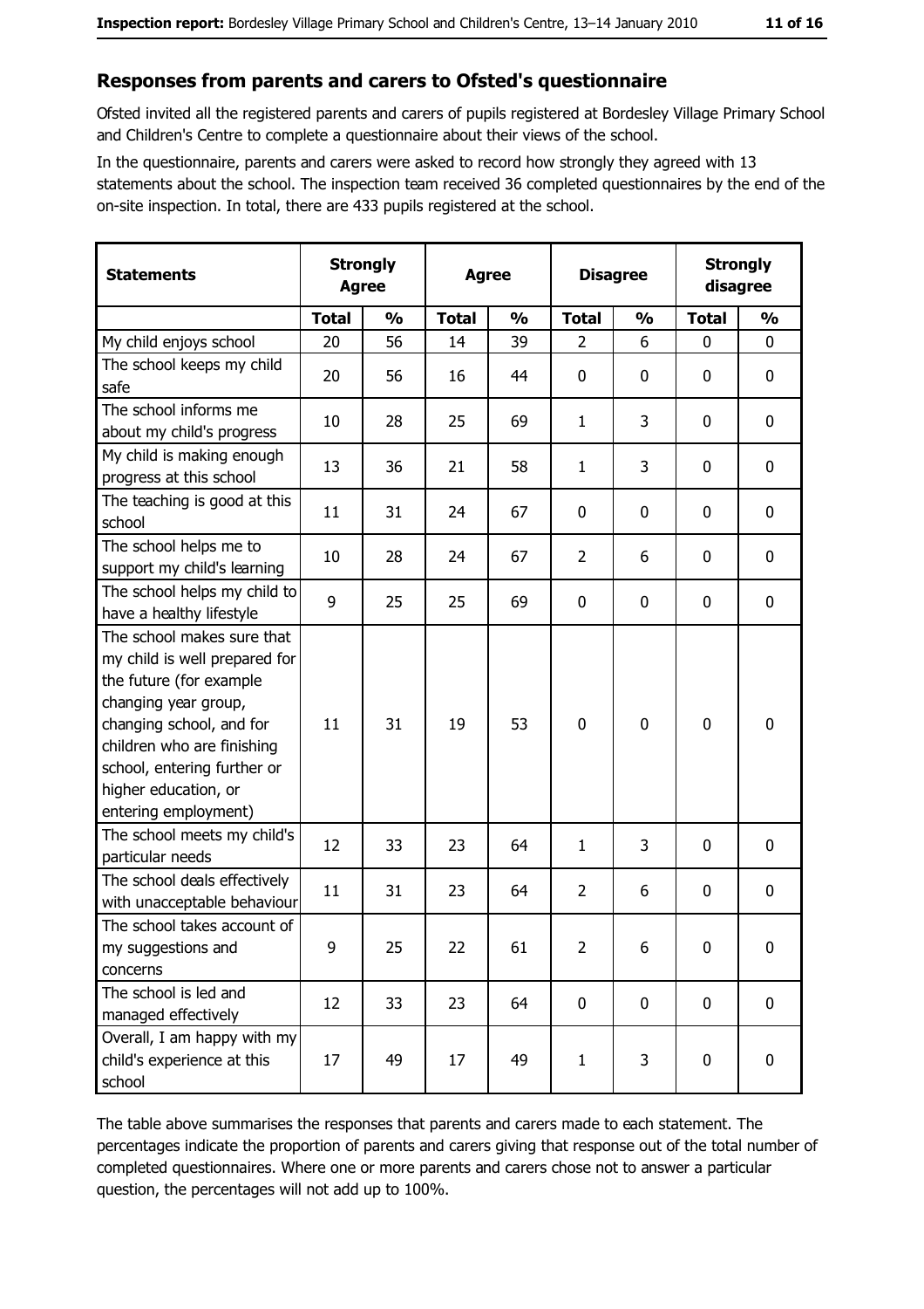## Responses from parents and carers to Ofsted's questionnaire

Ofsted invited all the registered parents and carers of pupils registered at Bordesley Village Primary School and Children's Centre to complete a questionnaire about their views of the school.

In the questionnaire, parents and carers were asked to record how strongly they agreed with 13 statements about the school. The inspection team received 36 completed questionnaires by the end of the on-site inspection. In total, there are 433 pupils registered at the school.

| Statements | Strongly Agree | | Agree | | Disagree | | Strongly disagree | |
|---|---|---|---|---|---|---|---|---|
| | Total | % | Total | % | Total | % | Total | % |
| My child enjoys school | 20 | 56 | 14 | 39 | 2 | 6 | 0 | 0 |
| The school keeps my child safe | 20 | 56 | 16 | 44 | 0 | 0 | 0 | 0 |
| The school informs me about my child's progress | 10 | 28 | 25 | 69 | 1 | 3 | 0 | 0 |
| My child is making enough progress at this school | 13 | 36 | 21 | 58 | 1 | 3 | 0 | 0 |
| The teaching is good at this school | 11 | 31 | 24 | 67 | 0 | 0 | 0 | 0 |
| The school helps me to support my child's learning | 10 | 28 | 24 | 67 | 2 | 6 | 0 | 0 |
| The school helps my child to have a healthy lifestyle | 9 | 25 | 25 | 69 | 0 | 0 | 0 | 0 |
| The school makes sure that my child is well prepared for the future (for example changing year group, changing school, and for children who are finishing school, entering further or higher education, or entering employment) | 11 | 31 | 19 | 53 | 0 | 0 | 0 | 0 |
| The school meets my child's particular needs | 12 | 33 | 23 | 64 | 1 | 3 | 0 | 0 |
| The school deals effectively with unacceptable behaviour | 11 | 31 | 23 | 64 | 2 | 6 | 0 | 0 |
| The school takes account of my suggestions and concerns | 9 | 25 | 22 | 61 | 2 | 6 | 0 | 0 |
| The school is led and managed effectively | 12 | 33 | 23 | 64 | 0 | 0 | 0 | 0 |
| Overall, I am happy with my child's experience at this school | 17 | 49 | 17 | 49 | 1 | 3 | 0 | 0 |

The table above summarises the responses that parents and carers made to each statement. The percentages indicate the proportion of parents and carers giving that response out of the total number of completed questionnaires. Where one or more parents and carers chose not to answer a particular question, the percentages will not add up to 100%.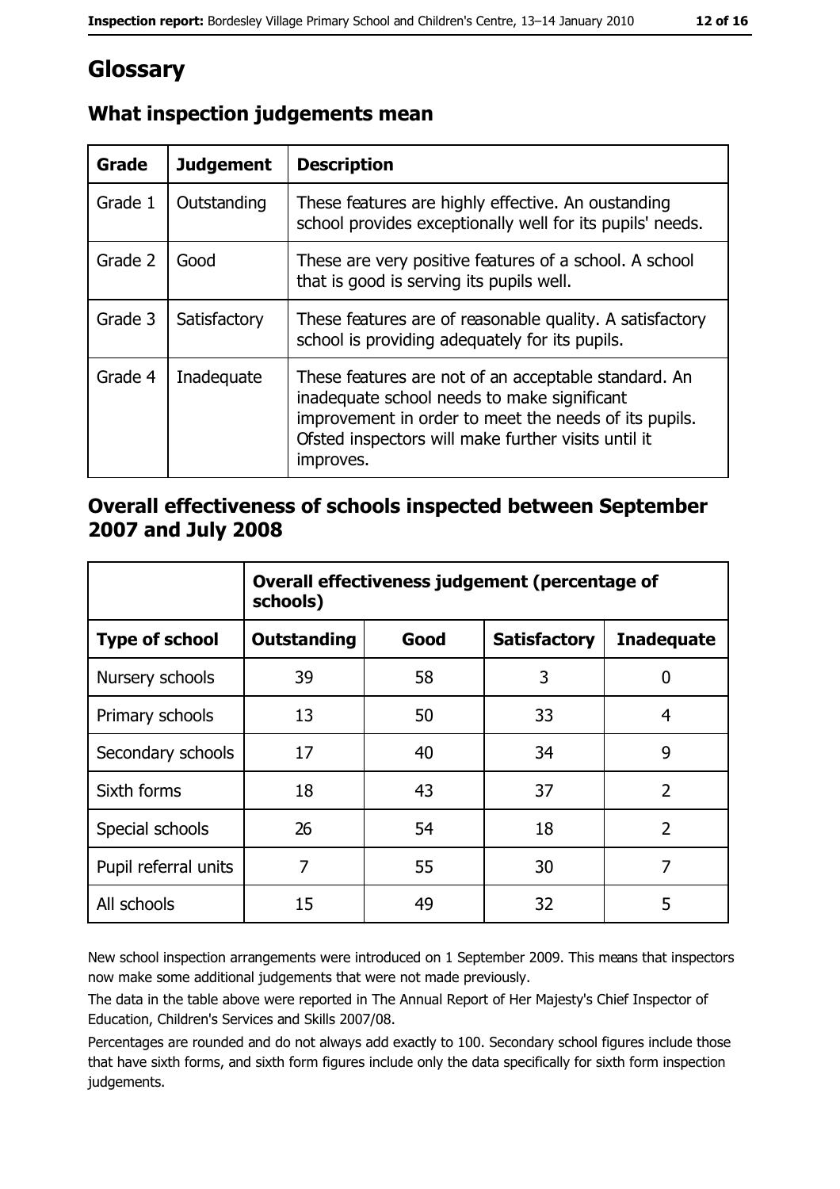# Glossary

## What inspection judgements mean

| Grade | Judgement | Description |
| --- | --- | --- |
| Grade 1 | Outstanding | These features are highly effective. An oustanding school provides exceptionally well for its pupils' needs. |
| Grade 2 | Good | These are very positive features of a school. A school that is good is serving its pupils well. |
| Grade 3 | Satisfactory | These features are of reasonable quality. A satisfactory school is providing adequately for its pupils. |
| Grade 4 | Inadequate | These features are not of an acceptable standard. An inadequate school needs to make significant improvement in order to meet the needs of its pupils. Ofsted inspectors will make further visits until it improves. |

## Overall effectiveness of schools inspected between September 2007 and July 2008

| | Overall effectiveness judgement (percentage of schools) | | | |
| --- | --- | --- | --- | --- |
| **Type of school** | **Outstanding** | **Good** | **Satisfactory** | **Inadequate** |
| Nursery schools | 39 | 58 | 3 | 0 |
| Primary schools | 13 | 50 | 33 | 4 |
| Secondary schools | 17 | 40 | 34 | 9 |
| Sixth forms | 18 | 43 | 37 | 2 |
| Special schools | 26 | 54 | 18 | 2 |
| Pupil referral units | 7 | 55 | 30 | 7 |
| All schools | 15 | 49 | 32 | 5 |

New school inspection arrangements were introduced on 1 September 2009. This means that inspectors now make some additional judgements that were not made previously.

The data in the table above were reported in The Annual Report of Her Majesty's Chief Inspector of Education, Children's Services and Skills 2007/08.

Percentages are rounded and do not always add exactly to 100. Secondary school figures include those that have sixth forms, and sixth form figures include only the data specifically for sixth form inspection judgements.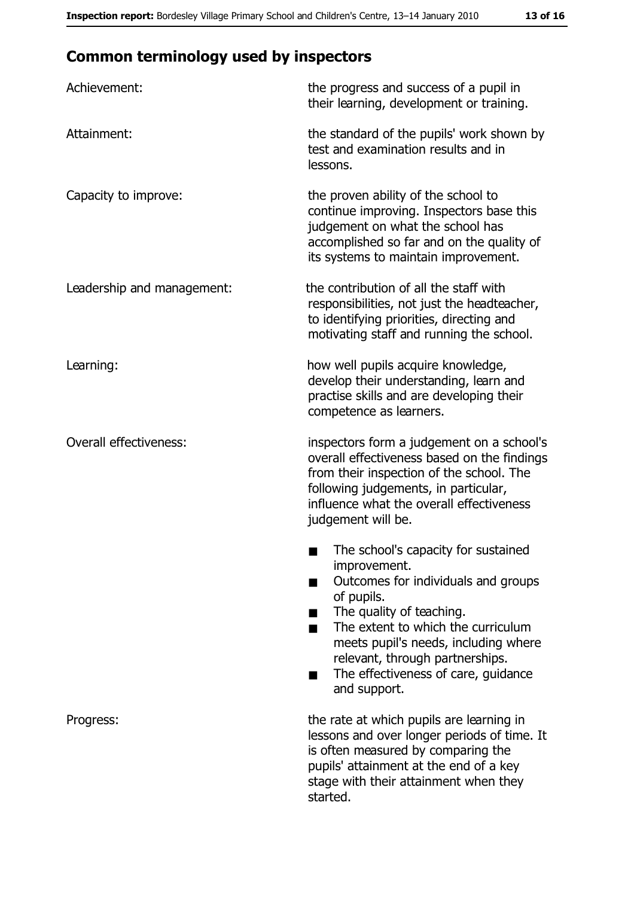## Common terminology used by inspectors

| | |
|---|---|
| Achievement: | the progress and success of a pupil in their learning, development or training. |
| Attainment: | the standard of the pupils' work shown by test and examination results and in lessons. |
| Capacity to improve: | the proven ability of the school to continue improving. Inspectors base this judgement on what the school has accomplished so far and on the quality of its systems to maintain improvement. |
| Leadership and management: | the contribution of all the staff with responsibilities, not just the headteacher, to identifying priorities, directing and motivating staff and running the school. |
| Learning: | how well pupils acquire knowledge, develop their understanding, learn and practise skills and are developing their competence as learners. |
| Overall effectiveness: | inspectors form a judgement on a school's overall effectiveness based on the findings from their inspection of the school. The following judgements, in particular, influence what the overall effectiveness judgement will be.<br><br>■ The school's capacity for sustained improvement.<br>■ Outcomes for individuals and groups of pupils.<br>■ The quality of teaching.<br>■ The extent to which the curriculum meets pupil's needs, including where relevant, through partnerships.<br>■ The effectiveness of care, guidance and support. |
| Progress: | the rate at which pupils are learning in lessons and over longer periods of time. It is often measured by comparing the pupils' attainment at the end of a key stage with their attainment when they started. |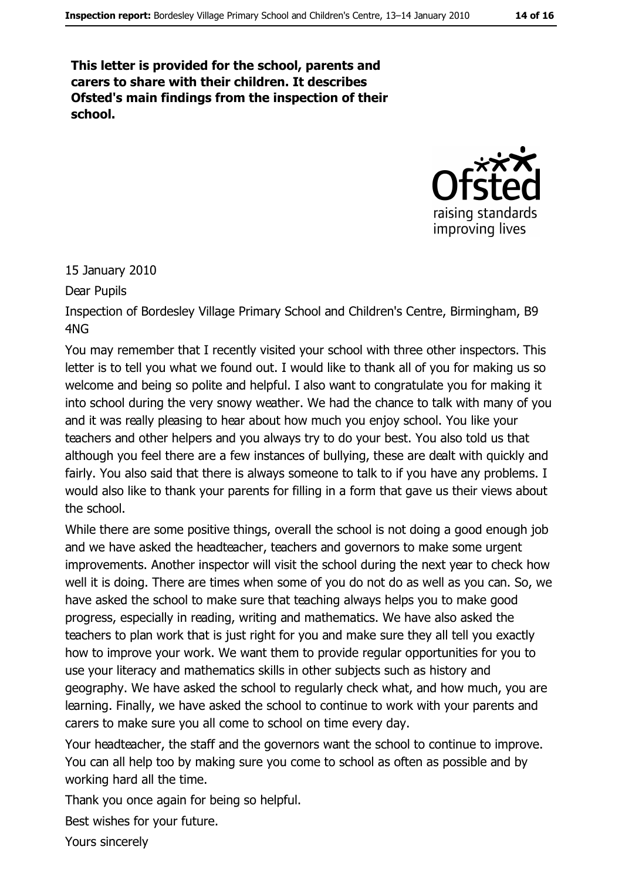**This letter is provided for the school, parents and carers to share with their children. It describes Ofsted's main findings from the inspection of their school.**

15 January 2010

Dear Pupils

Inspection of Bordesley Village Primary School and Children's Centre, Birmingham, B9 4NG

You may remember that I recently visited your school with three other inspectors. This letter is to tell you what we found out. I would like to thank all of you for making us so welcome and being so polite and helpful. I also want to congratulate you for making it into school during the very snowy weather. We had the chance to talk with many of you and it was really pleasing to hear about how much you enjoy school. You like your teachers and other helpers and you always try to do your best. You also told us that although you feel there are a few instances of bullying, these are dealt with quickly and fairly. You also said that there is always someone to talk to if you have any problems. I would also like to thank your parents for filling in a form that gave us their views about the school.

While there are some positive things, overall the school is not doing a good enough job and we have asked the headteacher, teachers and governors to make some urgent improvements. Another inspector will visit the school during the next year to check how well it is doing. There are times when some of you do not do as well as you can. So, we have asked the school to make sure that teaching always helps you to make good progress, especially in reading, writing and mathematics. We have also asked the teachers to plan work that is just right for you and make sure they all tell you exactly how to improve your work. We want them to provide regular opportunities for you to use your literacy and mathematics skills in other subjects such as history and geography. We have asked the school to regularly check what, and how much, you are learning. Finally, we have asked the school to continue to work with your parents and carers to make sure you all come to school on time every day.

Your headteacher, the staff and the governors want the school to continue to improve. You can all help too by making sure you come to school as often as possible and by working hard all the time.

Thank you once again for being so helpful.

Best wishes for your future.

Yours sincerely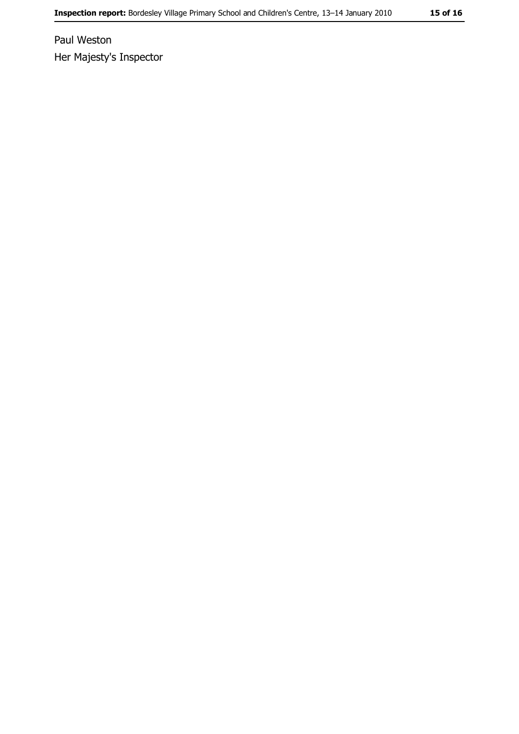Paul Weston

Her Majesty's Inspector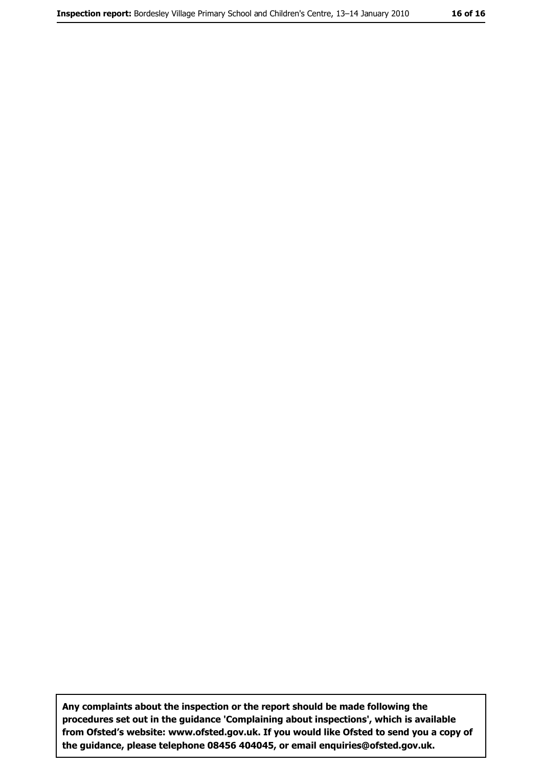**Any complaints about the inspection or the report should be made following the procedures set out in the guidance 'Complaining about inspections', which is available from Ofsted's website: www.ofsted.gov.uk. If you would like Ofsted to send you a copy of the guidance, please telephone 08456 404045, or email enquiries@ofsted.gov.uk.**